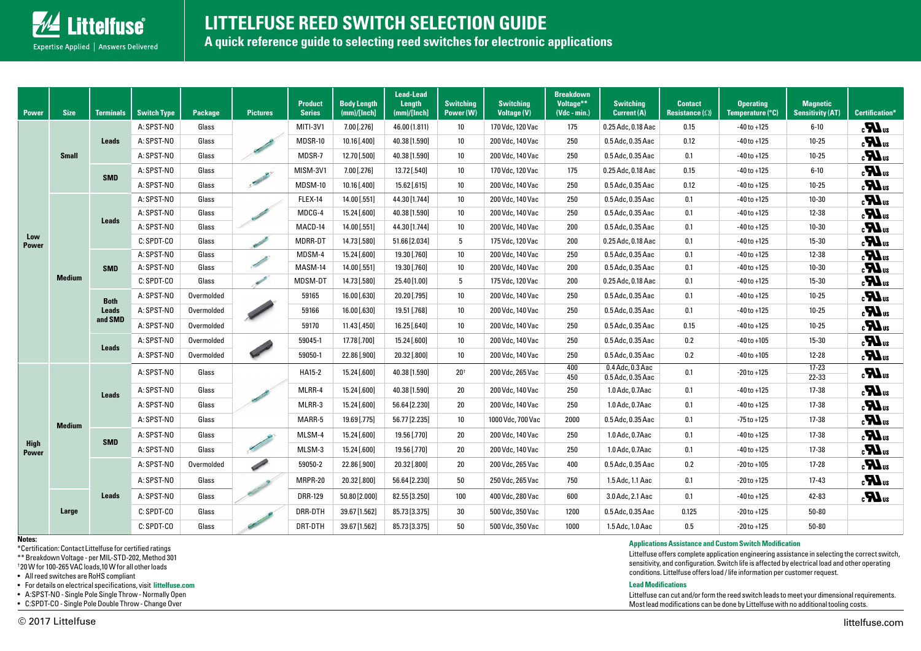# LITTELFUSE REED SWITCH SELECTION GUIDE

## A quick reference guide to selecting reed switches for electronic applications

| Power | Size | Terminals | Switch Type | Package | Pictures | Product Series | Body Length (mm)/[Inch] | Lead-Lead Length (mm)/[Inch] | Switching Power (W) | Switching Voltage (V) | Breakdown Voltage** (Vdc - min.) | Switching Current (A) | Contact Resistance (Ω) | Operating Temperature (°C) | Magnetic Sensitivity (AT) | Certification* |
|---|---|---|---|---|---|---|---|---|---|---|---|---|---|---|---|---|
| Low Power | Small | Leads | A: SPST-NO | Glass | | MITI-3V1 | 7.00 [.276] | 46.00 (1.811) | 10 | 170 Vdc, 120 Vac | 175 | 0.25 Adc, 0.18 Aac | 0.15 | -40 to +125 | 6-10 | cULus |
| | | | A: SPST-NO | Glass | | MDSR-10 | 10.16 [.400] | 40.38 [1.590] | 10 | 200 Vdc, 140 Vac | 250 | 0.5 Adc, 0.35 Aac | 0.12 | -40 to +125 | 10-25 | cULus |
| | | | A: SPST-NO | Glass | | MDSR-7 | 12.70 [.500] | 40.38 [1.590] | 10 | 200 Vdc, 140 Vac | 250 | 0.5 Adc, 0.35 Aac | 0.1 | -40 to +125 | 10-25 | cULus |
| | | SMD | A: SPST-NO | Glass | | MISM-3V1 | 7.00 [.276] | 13.72 [.540] | 10 | 170 Vdc, 120 Vac | 175 | 0.25 Adc, 0.18 Aac | 0.15 | -40 to +125 | 6-10 | cULus |
| | | | A: SPST-NO | Glass | | MDSM-10 | 10.16 [.400] | 15.62 [.615] | 10 | 200 Vdc, 140 Vac | 250 | 0.5 Adc, 0.35 Aac | 0.12 | -40 to +125 | 10-25 | cULus |
| | Medium | Leads | A: SPST-NO | Glass | | FLEX-14 | 14.00 [.551] | 44.30 [1.744] | 10 | 200 Vdc, 140 Vac | 250 | 0.5 Adc, 0.35 Aac | 0.1 | -40 to +125 | 10-30 | cULus |
| | | | A: SPST-NO | Glass | | MDCG-4 | 15.24 [.600] | 40.38 [1.590] | 10 | 200 Vdc, 140 Vac | 250 | 0.5 Adc, 0.35 Aac | 0.1 | -40 to +125 | 12-38 | cULus |
| | | | A: SPST-NO | Glass | | MACD-14 | 14.00 [.551] | 44.30 [1.744] | 10 | 200 Vdc, 140 Vac | 200 | 0.5 Adc, 0.35 Aac | 0.1 | -40 to +125 | 10-30 | cULus |
| | | | C: SPDT-CO | Glass | | MDRR-DT | 14.73 [.580] | 51.66 [2.034] | 5 | 175 Vdc, 120 Vac | 200 | 0.25 Adc, 0.18 Aac | 0.1 | -40 to +125 | 15-30 | cULus |
| | | SMD | A: SPST-NO | Glass | | MDSM-4 | 15.24 [.600] | 19.30 [.760] | 10 | 200 Vdc, 140 Vac | 250 | 0.5 Adc, 0.35 Aac | 0.1 | -40 to +125 | 12-38 | cULus |
| | | | A: SPST-NO | Glass | | MASM-14 | 14.00 [.551] | 19.30 [.760] | 10 | 200 Vdc, 140 Vac | 200 | 0.5 Adc, 0.35 Aac | 0.1 | -40 to +125 | 10-30 | cULus |
| | | | C: SPDT-CO | Glass | | MDSM-DT | 14.73 [.580] | 25.40 [1.00] | 5 | 175 Vdc, 120 Vac | 200 | 0.25 Adc, 0.18 Aac | 0.1 | -40 to +125 | 15-30 | cULus |
| | | Both Leads and SMD | A: SPST-NO | Overmolded | | 59165 | 16.00 [.630] | 20.20 [.795] | 10 | 200 Vdc, 140 Vac | 250 | 0.5 Adc, 0.35 Aac | 0.1 | -40 to +125 | 10-25 | cULus |
| | | | A: SPST-NO | Overmolded | | 59166 | 16.00 [.630] | 19.51 [.768] | 10 | 200 Vdc, 140 Vac | 250 | 0.5 Adc, 0.35 Aac | 0.1 | -40 to +125 | 10-25 | cULus |
| | | | A: SPST-NO | Overmolded | | 59170 | 11.43 [.450] | 16.25 [.640] | 10 | 200 Vdc, 140 Vac | 250 | 0.5 Adc, 0.35 Aac | 0.15 | -40 to +125 | 10-25 | cULus |
| | | Leads | A: SPST-NO | Overmolded | | 59045-1 | 17.78 [.700] | 15.24 [.600] | 10 | 200 Vdc, 140 Vac | 250 | 0.5 Adc, 0.35 Aac | 0.2 | -40 to +105 | 15-30 | cULus |
| | | | A: SPST-NO | Overmolded | | 59050-1 | 22.86 [.900] | 20.32 [.800] | 10 | 200 Vdc, 140 Vac | 250 | 0.5 Adc, 0.35 Aac | 0.2 | -40 to +105 | 12-28 | cULus |
| High Power | Medium | Leads | A: SPST-NO | Glass | | HA15-2 | 15.24 [.600] | 40.38 [1.590] | 20† | 200 Vdc, 265 Vac | 400 / 450 | 0.4 Adc, 0.3 Aac / 0.5 Adc, 0.35 Aac | 0.1 | -20 to +125 | 17-23 / 22-33 | cULus |
| | | | A: SPST-NO | Glass | | MLRR-4 | 15.24 [.600] | 40.38 [1.590] | 20 | 200 Vdc, 140 Vac | 250 | 1.0 Adc, 0.7Aac | 0.1 | -40 to +125 | 17-38 | cULus |
| | | | A: SPST-NO | Glass | | MLRR-3 | 15.24 [.600] | 56.64 [2.230] | 20 | 200 Vdc, 140 Vac | 250 | 1.0 Adc, 0.7Aac | 0.1 | -40 to +125 | 17-38 | cULus |
| | | | A: SPST-NO | Glass | | MARR-5 | 19.69 [.775] | 56.77 [2.235] | 10 | 1000 Vdc, 700 Vac | 2000 | 0.5 Adc, 0.35 Aac | 0.1 | -75 to +125 | 17-38 | cULus |
| | | SMD | A: SPST-NO | Glass | | MLSM-4 | 15.24 [.600] | 19.56 [.770] | 20 | 200 Vdc, 140 Vac | 250 | 1.0 Adc, 0.7Aac | 0.1 | -40 to +125 | 17-38 | cULus |
| | | | A: SPST-NO | Glass | | MLSM-3 | 15.24 [.600] | 19.56 [.770] | 20 | 200 Vdc, 140 Vac | 250 | 1.0 Adc, 0.7Aac | 0.1 | -40 to +125 | 17-38 | cULus |
| | | Leads | A: SPST-NO | Overmolded | | 59050-2 | 22.86 [.900] | 20.32 [.800] | 20 | 200 Vdc, 265 Vac | 400 | 0.5 Adc, 0.35 Aac | 0.2 | -20 to +105 | 17-28 | cULus |
| | | | A: SPST-NO | Glass | | MRPR-20 | 20.32 [.800] | 56.64 [2.230] | 50 | 250 Vdc, 265 Vac | 750 | 1.5 Adc, 1.1 Aac | 0.1 | -20 to +125 | 17-43 | cULus |
| | Large | | A: SPST-NO | Glass | | DRR-129 | 50.80 [2.000] | 82.55 [3.250] | 100 | 400 Vdc, 280 Vac | 600 | 3.0 Adc, 2.1 Aac | 0.1 | -40 to +125 | 42-83 | cULus |
| | | | C: SPDT-CO | Glass | | DRR-DTH | 39.67 [1.562] | 85.73 [3.375] | 30 | 500 Vdc, 350 Vac | 1200 | 0.5 Adc, 0.35 Aac | 0.125 | -20 to +125 | 50-80 | |
| | | | C: SPDT-CO | Glass | | DRT-DTH | 39.67 [1.562] | 85.73 [3.375] | 50 | 500 Vdc, 350 Vac | 1000 | 1.5 Adc, 1.0 Aac | 0.5 | -20 to +125 | 50-80 | |

**Notes:**

*Certification: Contact Littelfuse for certified ratings
** Breakdown Voltage - per MIL-STD-202, Method 301
†20 W for 100-265 VAC loads, 10 W for all other loads

- All reed switches are RoHS compliant
- For details on electrical specifications, visit **littelfuse.com**
- A:SPST-NO - Single Pole Single Throw - Normally Open
- C:SPDT-CO - Single Pole Double Throw - Change Over

**Applications Assistance and Custom Switch Modification**

Littelfuse offers complete application engineering assistance in selecting the correct switch, sensitivity, and configuration. Switch life is affected by electrical load and other operating conditions. Littelfuse offers load / life information per customer request.

**Lead Modifications**

Littelfuse can cut and/or form the reed switch leads to meet your dimensional requirements. Most lead modifications can be done by Littelfuse with no additional tooling costs.

© 2017 Littelfuse

littelfuse.com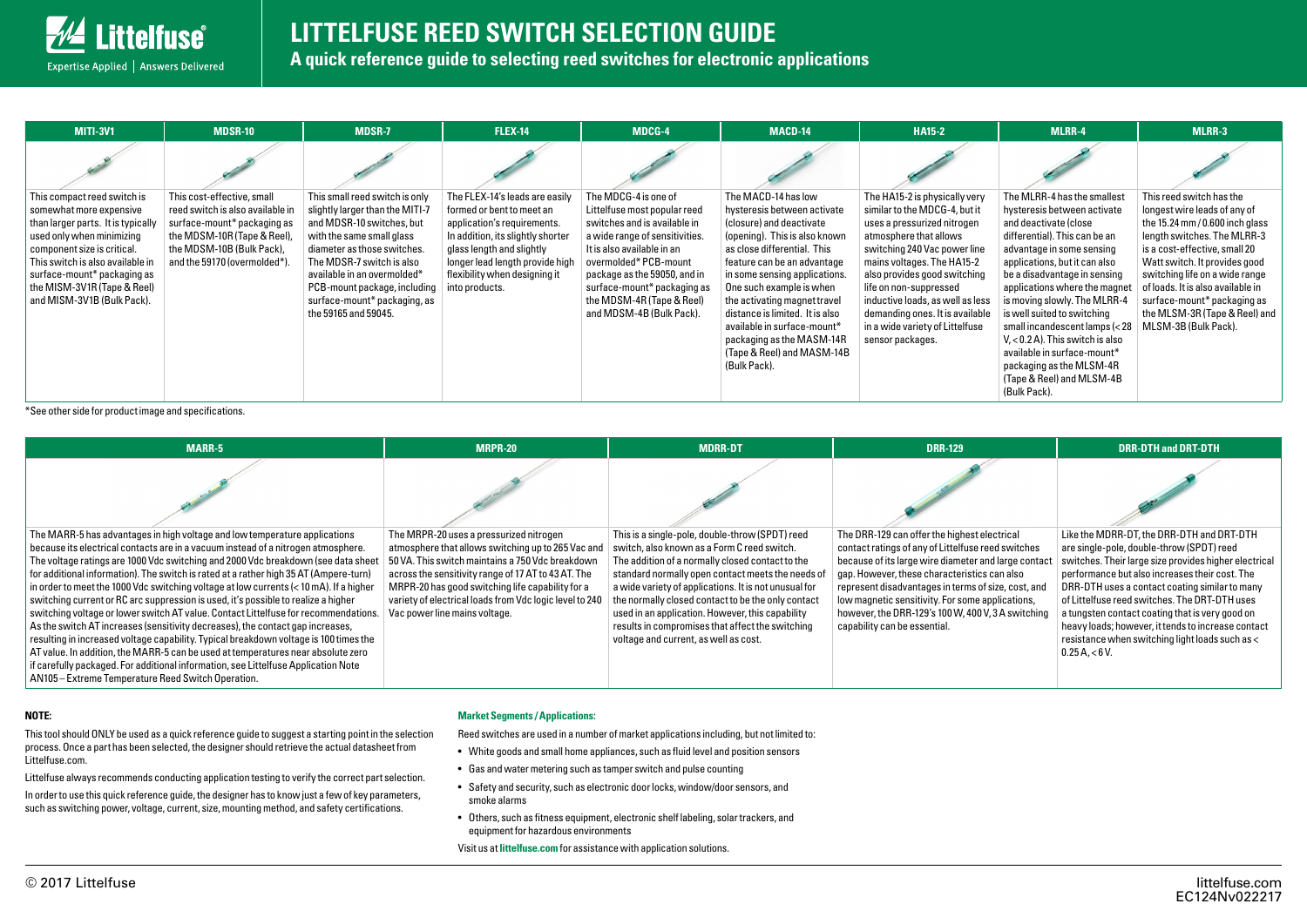# LITTELFUSE REED SWITCH SELECTION GUIDE

**A quick reference guide to selecting reed switches for electronic applications**

| MITI-3V1 | MDSR-10 | MDSR-7 | FLEX-14 | MDCG-4 | MACD-14 | HA15-2 | MLRR-4 | MLRR-3 |
|---|---|---|---|---|---|---|---|---|
| This compact reed switch is somewhat more expensive than larger parts. It is typically used only when minimizing component size is critical. This switch is also available in surface-mount* packaging as the MISM-3V1R (Tape & Reel) and MISM-3V1B (Bulk Pack). | This cost-effective, small reed switch is also available in surface-mount* packaging as the MDSM-10R (Tape & Reel), the MDSM-10B (Bulk Pack), and the 59170 (overmolded*). | This small reed switch is only slightly larger than the MITI-7 and MDSR-10 switches, but with the same small glass diameter as those switches. The MDSR-7 switch is also available in an overmolded* PCB-mount package, including surface-mount* packaging, as the 59165 and 59045. | The FLEX-14's leads are easily formed or bent to meet an application's requirements. In addition, its slightly shorter glass length and slightly longer lead length provide high flexibility when designing it into products. | The MDCG-4 is one of Littelfuse most popular reed switches and is available in a wide range of sensitivities. It is also available in an overmolded* PCB-mount package as the 59050, and in surface-mount* packaging as the MDSM-4R (Tape & Reel) and MDSM-4B (Bulk Pack). | The MACD-14 has low hysteresis between activate (closure) and deactivate (opening). This is also known as close differential. This feature can be an advantage in some sensing applications. One such example is when the activating magnet travel distance is limited. It is also available in surface-mount* packaging as the MASM-14R (Tape & Reel) and MASM-14B (Bulk Pack). | The HA15-2 is physically very similar to the MDCG-4, but it uses a pressurized nitrogen atmosphere that allows switching 240 Vac power line mains voltages. The HA15-2 also provides good switching life on non-suppressed inductive loads, as well as less demanding ones. It is available in a wide variety of Littelfuse sensor packages. | The MLRR-4 has the smallest hysteresis between activate and deactivate (close differential). This can be an advantage in some sensing applications, but it can also be a disadvantage in sensing applications where the magnet is moving slowly. The MLRR-4 is well suited to switching small incandescent lamps (< 28 V, < 0.2 A). This switch is also available in surface-mount* packaging as the MLSM-4R (Tape & Reel) and MLSM-4B (Bulk Pack). | This reed switch has the longest wire leads of any of the 15.24 mm / 0.600 inch glass length switches. The MLRR-3 is a cost-effective, small 20 Watt switch. It provides good switching life on a wide range of loads. It is also available in surface-mount* packaging as the MLSM-3R (Tape & Reel and MLSM-3B (Bulk Pack). |

*See other side for product image and specifications.

| MARR-5 | MRPR-20 | MDRR-DT | DRR-129 | DRR-DTH and DRT-DTH |
|---|---|---|---|---|
| The MARR-5 has advantages in high voltage and low temperature applications because its electrical contacts are in a vacuum instead of a nitrogen atmosphere. The voltage ratings are 1000 Vdc switching and 2000 Vdc breakdown (see data sheet for additional information). The switch is rated at a rather high 35 AT (Ampere-turn) in order to meet the 1000 Vdc switching voltage at low currents (< 10 mA). If a higher switching current or RC arc suppression is used, it's possible to realize a higher switching voltage or lower switch AT value. Contact Littelfuse for recommendations. As the switch AT increases (sensitivity decreases), the contact gap increases, resulting in increased voltage capability. Typical breakdown voltage is 100 times the AT value. In addition, the MARR-5 can be used at temperatures near absolute zero if carefully packaged. For additional information, see Littelfuse Application Note AN105 – Extreme Temperature Reed Switch Operation. | The MRPR-20 uses a pressurized nitrogen atmosphere that allows switching up to 265 Vac and 50 VA. This switch maintains a 750 Vdc breakdown across the sensitivity range of 17 AT to 43 AT. The MRPR-20 has good switching life capability for a variety of electrical loads from Vdc logic level to 240 Vac power line mains voltage. | This is a single-pole, double-throw (SPDT) reed switch, also known as a Form C reed switch. The addition of a normally closed contact to the standard normally open contact meets the needs of a wide variety of applications. It is not unusual for the normally closed contact to be the only contact used in an application. However, this capability results in compromises that affect the switching voltage and current, as well as cost. | The DRR-129 can offer the highest electrical contact ratings of any of Littelfuse reed switches because of its large wire diameter and large contact gap. However, these characteristics can also represent disadvantages in terms of size, cost, and low magnetic sensitivity. For some applications, however, the DRR-129's 100 W, 400 V, 3 A switching capability can be essential. | Like the MDRR-DT, the DRR-DTH and DRT-DTH are single-pole, double-throw (SPDT) reed switches. Their large size provides higher electrical performance but also increases their cost. The DRR-DTH uses a contact coating similar to many of Littelfuse reed switches. The DRT-DTH uses a tungsten contact coating that is very good on heavy loads; however, it tends to increase contact resistance when switching light loads such as < 0.25 A, < 6 V. |

**NOTE:**

This tool should ONLY be used as a quick reference guide to suggest a starting point in the selection process. Once a part has been selected, the designer should retrieve the actual datasheet from Littelfuse.com.

Littelfuse always recommends conducting application testing to verify the correct part selection.

In order to use this quick reference guide, the designer has to know just a few of key parameters, such as switching power, voltage, current, size, mounting method, and safety certifications.

**Market Segments / Applications:**

Reed switches are used in a number of market applications including, but not limited to:

- White goods and small home appliances, such as fluid level and position sensors
- Gas and water metering such as tamper switch and pulse counting
- Safety and security, such as electronic door locks, window/door sensors, and smoke alarms
- Others, such as fitness equipment, electronic shelf labeling, solar trackers, and equipment for hazardous environments

Visit us at **littelfuse.com** for assistance with application solutions.

© 2017 Littelfuse

littelfuse.com
EC124Nv022217